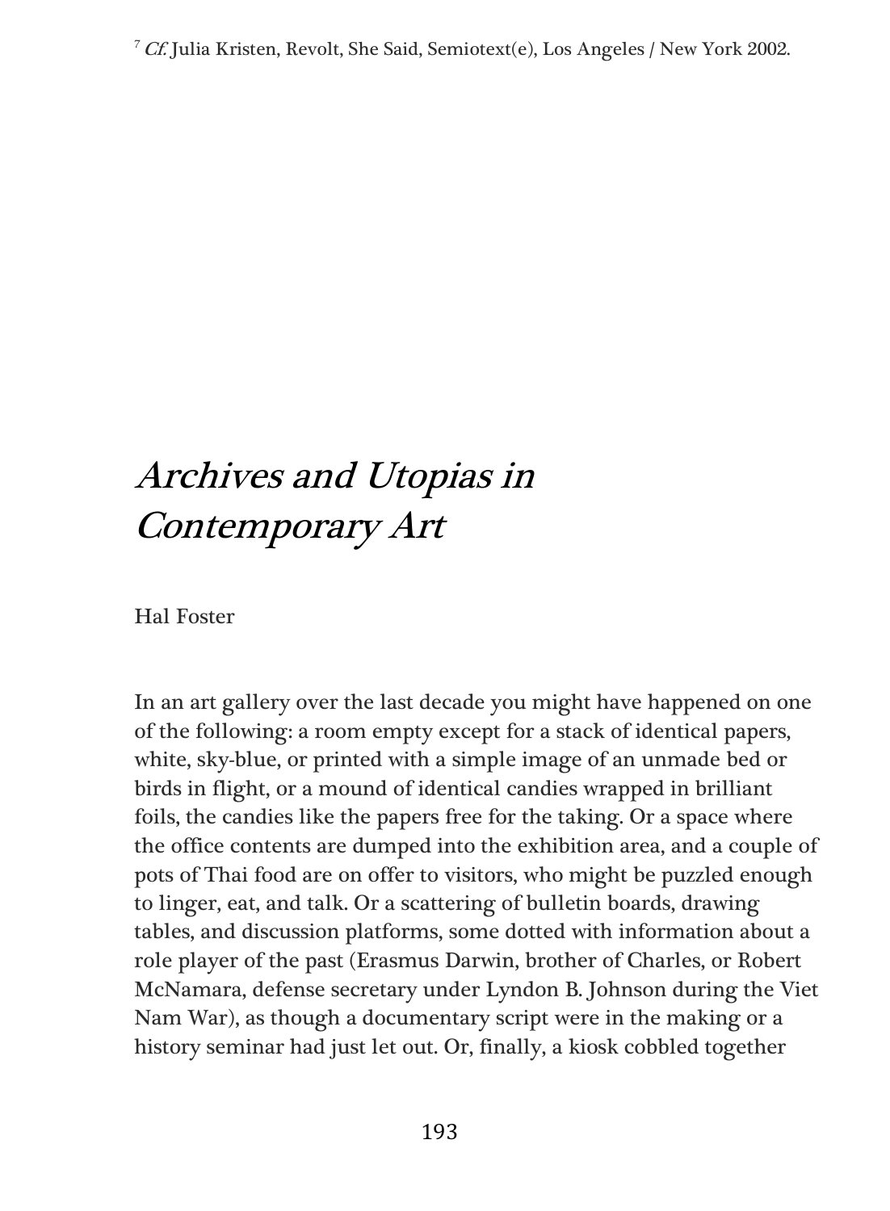[7] *Cf.* Julia Kristen, Revolt, She Said, Semiotext(e), Los Angeles / New York 2002.

# *Archives and Utopias in Contemporary Art*

Hal Foster

In an art gallery over the last decade you might have happened on one of the following: a room empty except for a stack of identical papers, white, sky-blue, or printed with a simple image of an unmade bed or birds in flight, or a mound of identical candies wrapped in brilliant foils, the candies like the papers free for the taking. Or a space where the office contents are dumped into the exhibition area, and a couple of pots of Thai food are on offer to visitors, who might be puzzled enough to linger, eat, and talk. Or a scattering of bulletin boards, drawing tables, and discussion platforms, some dotted with information about a role player of the past (Erasmus Darwin, brother of Charles, or Robert McNamara, defense secretary under Lyndon B. Johnson during the Viet Nam War), as though a documentary script were in the making or a history seminar had just let out. Or, finally, a kiosk cobbled together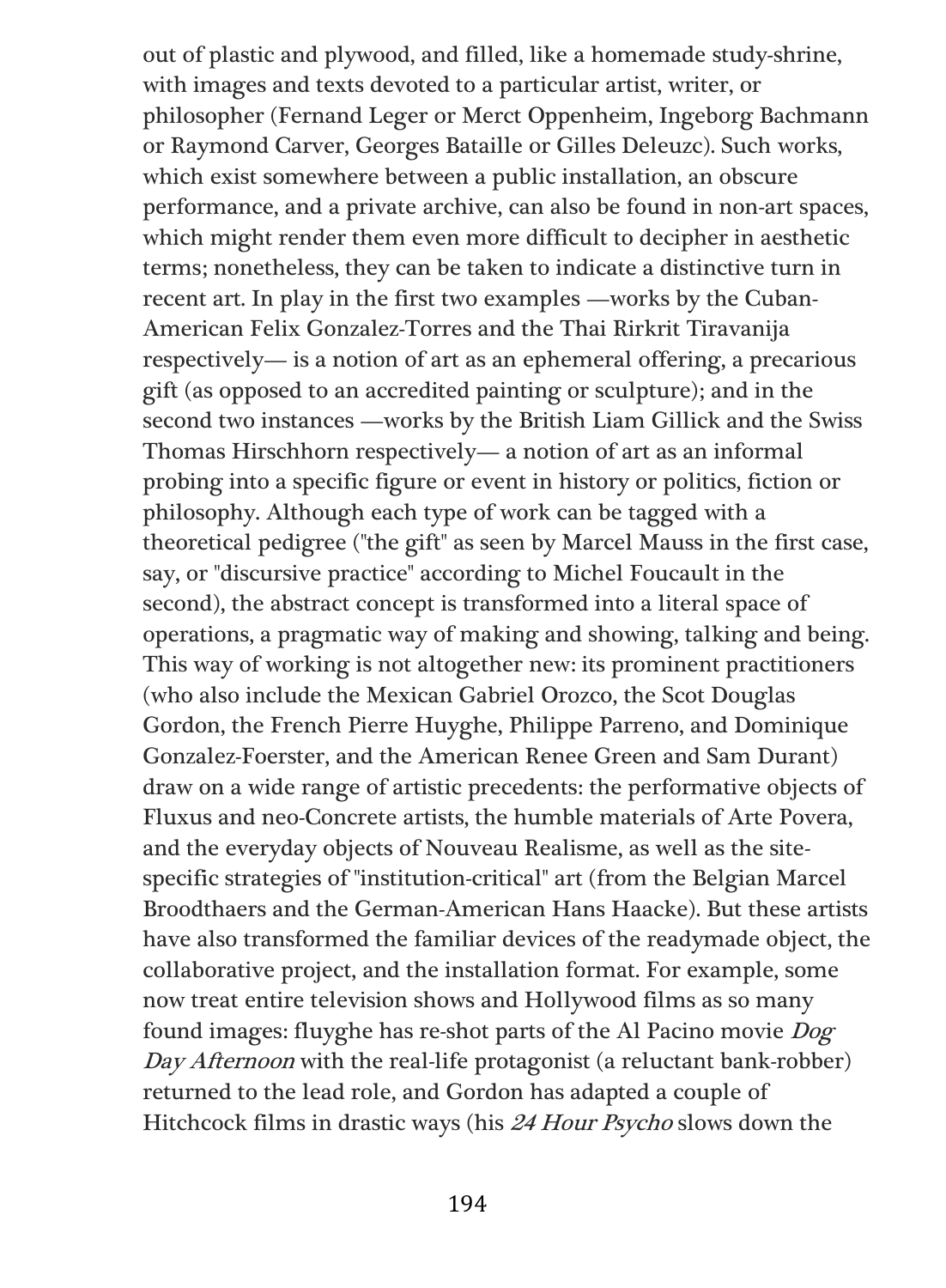out of plastic and plywood, and filled, like a homemade study-shrine, with images and texts devoted to a particular artist, writer, or philosopher (Fernand Leger or Merct Oppenheim, Ingeborg Bachmann or Raymond Carver, Georges Bataille or Gilles Deleuzc). Such works, which exist somewhere between a public installation, an obscure performance, and a private archive, can also be found in non-art spaces, which might render them even more difficult to decipher in aesthetic terms; nonetheless, they can be taken to indicate a distinctive turn in recent art. In play in the first two examples —works by the Cuban-American Felix Gonzalez-Torres and the Thai Rirkrit Tiravanija respectively— is a notion of art as an ephemeral offering, a precarious gift (as opposed to an accredited painting or sculpture); and in the second two instances —works by the British Liam Gillick and the Swiss Thomas Hirschhorn respectively— a notion of art as an informal probing into a specific figure or event in history or politics, fiction or philosophy. Although each type of work can be tagged with a theoretical pedigree ("the gift" as seen by Marcel Mauss in the first case, say, or "discursive practice" according to Michel Foucault in the second), the abstract concept is transformed into a literal space of operations, a pragmatic way of making and showing, talking and being. This way of working is not altogether new: its prominent practitioners (who also include the Mexican Gabriel Orozco, the Scot Douglas Gordon, the French Pierre Huyghe, Philippe Parreno, and Dominique Gonzalez-Foerster, and the American Renee Green and Sam Durant) draw on a wide range of artistic precedents: the performative objects of Fluxus and neo-Concrete artists, the humble materials of Arte Povera, and the everyday objects of Nouveau Realisme, as well as the site-specific strategies of "institution-critical" art (from the Belgian Marcel Broodthaers and the German-American Hans Haacke). But these artists have also transformed the familiar devices of the readymade object, the collaborative project, and the installation format. For example, some now treat entire television shows and Hollywood films as so many found images: fluyghe has re-shot parts of the Al Pacino movie *Dog Day Afternoon* with the real-life protagonist (a reluctant bank-robber) returned to the lead role, and Gordon has adapted a couple of Hitchcock films in drastic ways (his *24 Hour Psycho* slows down the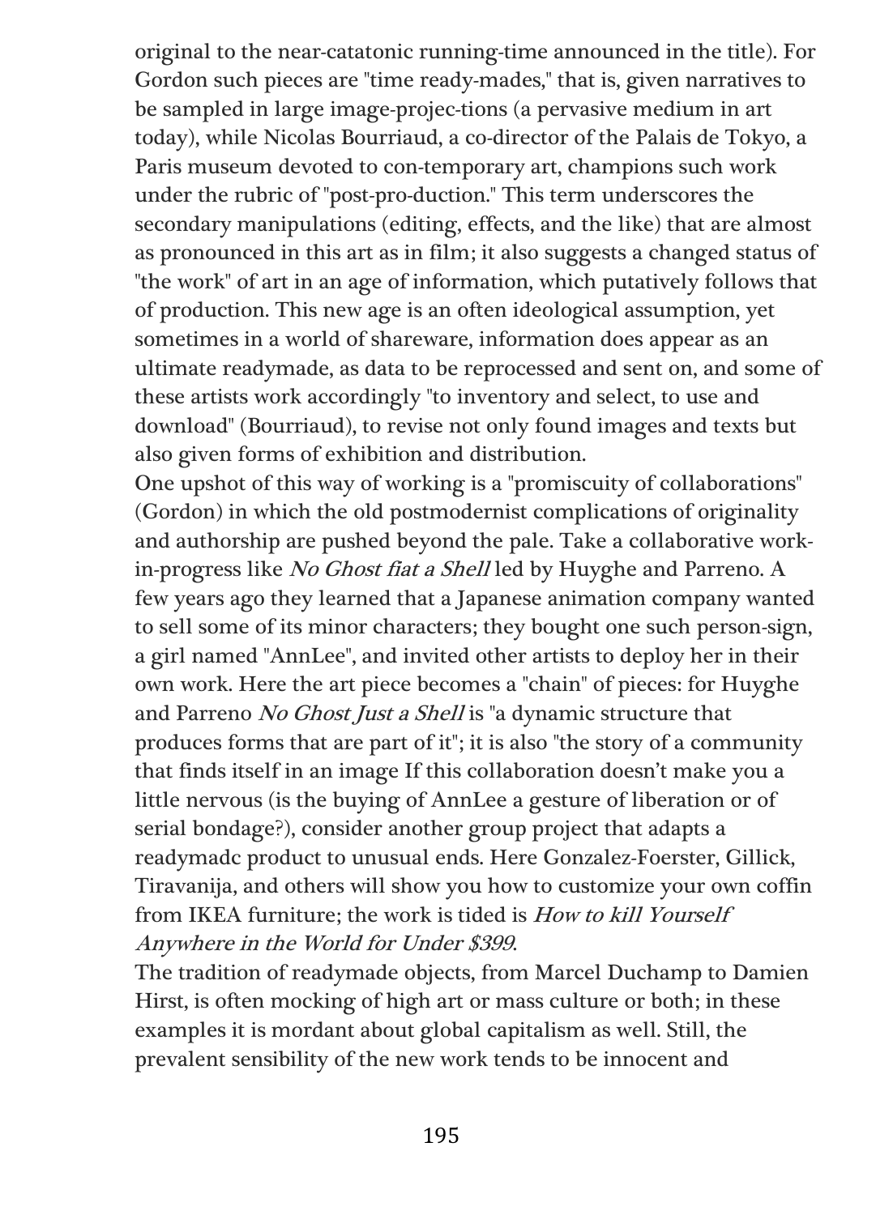original to the near-catatonic running-time announced in the title). For Gordon such pieces are "time ready-mades," that is, given narratives to be sampled in large image-projec-tions (a pervasive medium in art today), while Nicolas Bourriaud, a co-director of the Palais de Tokyo, a Paris museum devoted to con-temporary art, champions such work under the rubric of "post-pro-duction." This term underscores the secondary manipulations (editing, effects, and the like) that are almost as pronounced in this art as in film; it also suggests a changed status of "the work" of art in an age of information, which putatively follows that of production. This new age is an often ideological assumption, yet sometimes in a world of shareware, information does appear as an ultimate readymade, as data to be reprocessed and sent on, and some of these artists work accordingly "to inventory and select, to use and download" (Bourriaud), to revise not only found images and texts but also given forms of exhibition and distribution.

One upshot of this way of working is a "promiscuity of collaborations" (Gordon) in which the old postmodernist complications of originality and authorship are pushed beyond the pale. Take a collaborative work-in-progress like *No Ghost fiat a Shell* led by Huyghe and Parreno. A few years ago they learned that a Japanese animation company wanted to sell some of its minor characters; they bought one such person-sign, a girl named "AnnLee", and invited other artists to deploy her in their own work. Here the art piece becomes a "chain" of pieces: for Huyghe and Parreno *No Ghost Just a Shell* is "a dynamic structure that produces forms that are part of it"; it is also "the story of a community that finds itself in an image If this collaboration doesn't make you a little nervous (is the buying of AnnLee a gesture of liberation or of serial bondage?), consider another group project that adapts a readymadc product to unusual ends. Here Gonzalez-Foerster, Gillick, Tiravanija, and others will show you how to customize your own coffin from IKEA furniture; the work is tided is *How to kill Yourself Anywhere in the World for Under $399*.

The tradition of readymade objects, from Marcel Duchamp to Damien Hirst, is often mocking of high art or mass culture or both; in these examples it is mordant about global capitalism as well. Still, the prevalent sensibility of the new work tends to be innocent and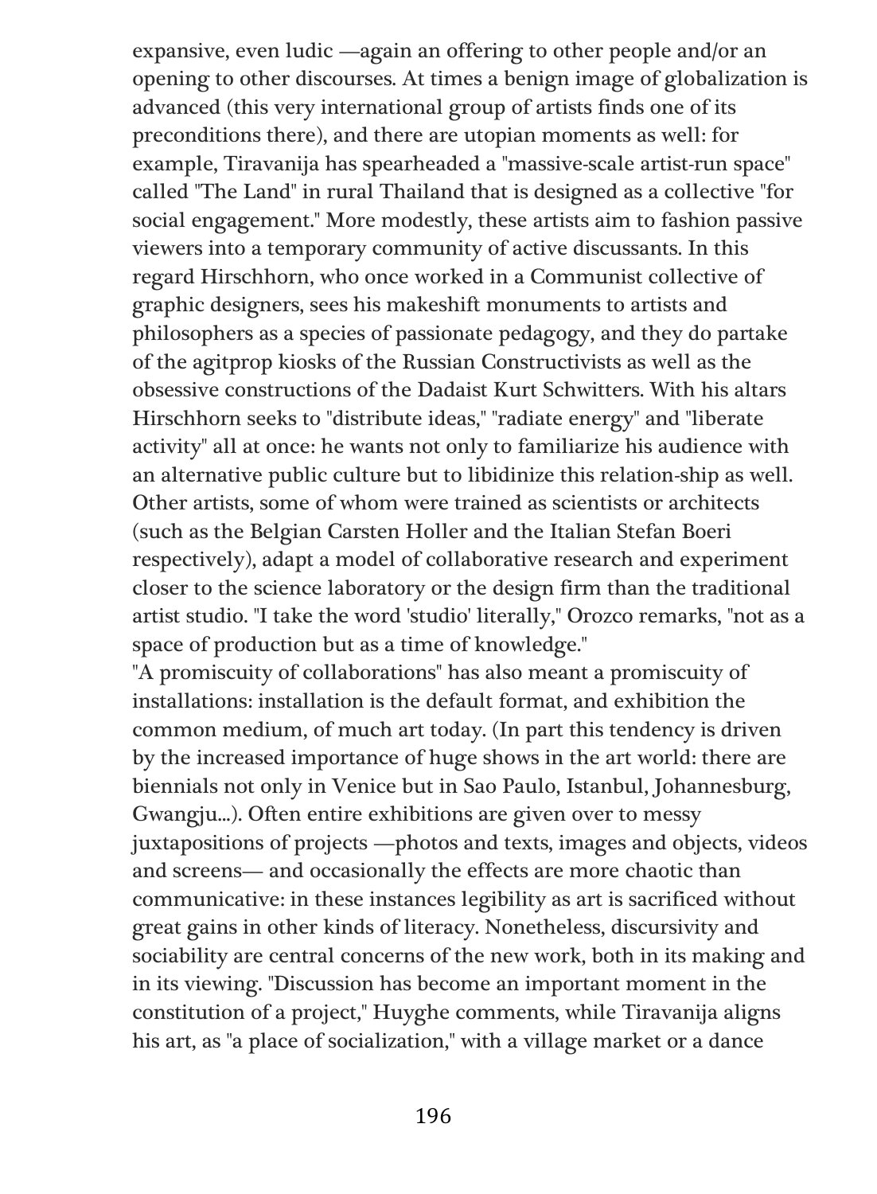expansive, even ludic —again an offering to other people and/or an opening to other discourses. At times a benign image of globalization is advanced (this very international group of artists finds one of its preconditions there), and there are utopian moments as well: for example, Tiravanija has spearheaded a "massive-scale artist-run space" called "The Land" in rural Thailand that is designed as a collective "for social engagement." More modestly, these artists aim to fashion passive viewers into a temporary community of active discussants. In this regard Hirschhorn, who once worked in a Communist collective of graphic designers, sees his makeshift monuments to artists and philosophers as a species of passionate pedagogy, and they do partake of the agitprop kiosks of the Russian Constructivists as well as the obsessive constructions of the Dadaist Kurt Schwitters. With his altars Hirschhorn seeks to "distribute ideas," "radiate energy" and "liberate activity" all at once: he wants not only to familiarize his audience with an alternative public culture but to libidinize this relation-ship as well. Other artists, some of whom were trained as scientists or architects (such as the Belgian Carsten Holler and the Italian Stefan Boeri respectively), adapt a model of collaborative research and experiment closer to the science laboratory or the design firm than the traditional artist studio. "I take the word 'studio' literally," Orozco remarks, "not as a space of production but as a time of knowledge."

"A promiscuity of collaborations" has also meant a promiscuity of installations: installation is the default format, and exhibition the common medium, of much art today. (In part this tendency is driven by the increased importance of huge shows in the art world: there are biennials not only in Venice but in Sao Paulo, Istanbul, Johannesburg, Gwangju...). Often entire exhibitions are given over to messy juxtapositions of projects —photos and texts, images and objects, videos and screens— and occasionally the effects are more chaotic than communicative: in these instances legibility as art is sacrificed without great gains in other kinds of literacy. Nonetheless, discursivity and sociability are central concerns of the new work, both in its making and in its viewing. "Discussion has become an important moment in the constitution of a project," Huyghe comments, while Tiravanija aligns his art, as "a place of socialization," with a village market or a dance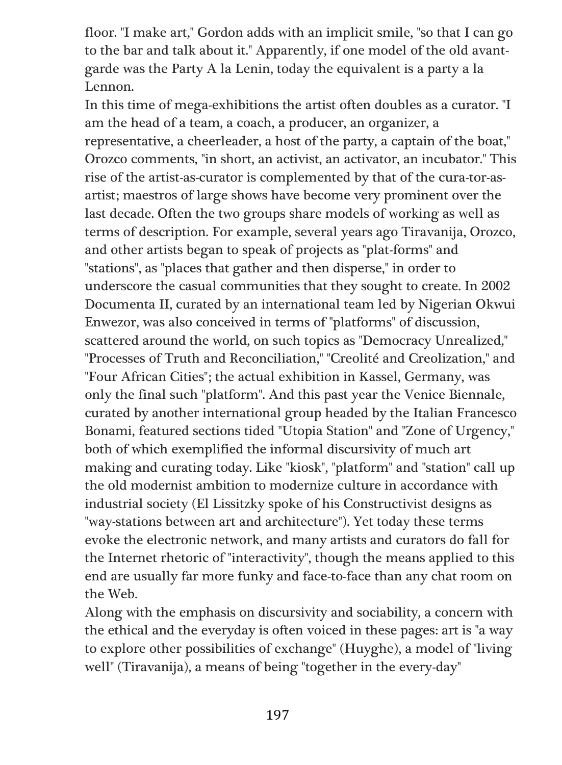floor. "I make art," Gordon adds with an implicit smile, "so that I can go to the bar and talk about it." Apparently, if one model of the old avant-garde was the Party A la Lenin, today the equivalent is a party a la Lennon.

In this time of mega-exhibitions the artist often doubles as a curator. "I am the head of a team, a coach, a producer, an organizer, a representative, a cheerleader, a host of the party, a captain of the boat," Orozco comments, "in short, an activist, an activator, an incubator." This rise of the artist-as-curator is complemented by that of the cura-tor-as-artist; maestros of large shows have become very prominent over the last decade. Often the two groups share models of working as well as terms of description. For example, several years ago Tiravanija, Orozco, and other artists began to speak of projects as "plat-forms" and "stations", as "places that gather and then disperse," in order to underscore the casual communities that they sought to create. In 2002 Documenta II, curated by an international team led by Nigerian Okwui Enwezor, was also conceived in terms of "platforms" of discussion, scattered around the world, on such topics as "Democracy Unrealized," "Processes of Truth and Reconciliation," "Creolité and Creolization," and "Four African Cities"; the actual exhibition in Kassel, Germany, was only the final such "platform". And this past year the Venice Biennale, curated by another international group headed by the Italian Francesco Bonami, featured sections tided "Utopia Station" and "Zone of Urgency," both of which exemplified the informal discursivity of much art making and curating today. Like "kiosk", "platform" and "station" call up the old modernist ambition to modernize culture in accordance with industrial society (El Lissitzky spoke of his Constructivist designs as "way-stations between art and architecture"). Yet today these terms evoke the electronic network, and many artists and curators do fall for the Internet rhetoric of "interactivity", though the means applied to this end are usually far more funky and face-to-face than any chat room on the Web.

Along with the emphasis on discursivity and sociability, a concern with the ethical and the everyday is often voiced in these pages: art is "a way to explore other possibilities of exchange" (Huyghe), a model of "living well" (Tiravanija), a means of being "together in the every-day"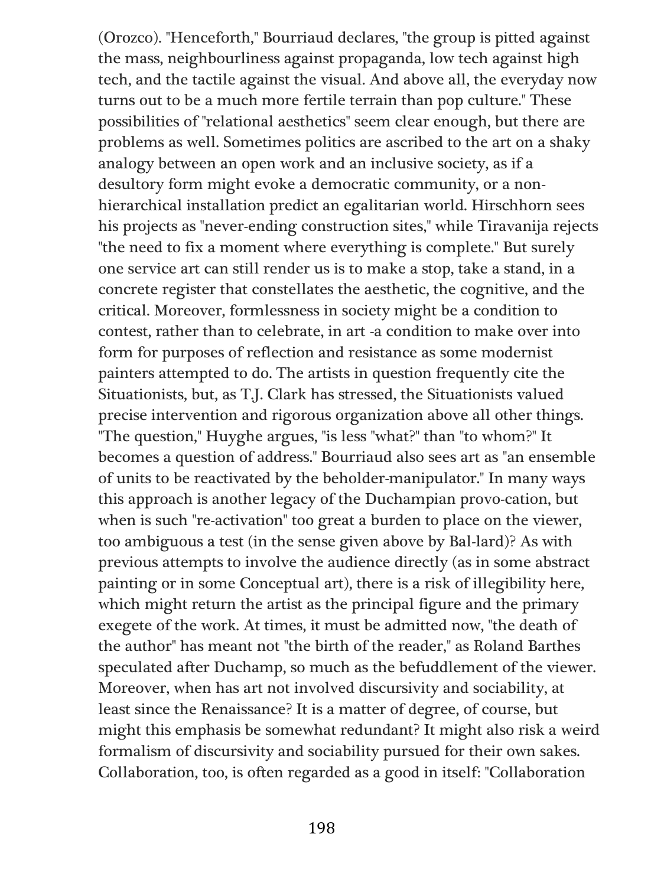(Orozco). "Henceforth," Bourriaud declares, "the group is pitted against the mass, neighbourliness against propaganda, low tech against high tech, and the tactile against the visual. And above all, the everyday now turns out to be a much more fertile terrain than pop culture." These possibilities of "relational aesthetics" seem clear enough, but there are problems as well. Sometimes politics are ascribed to the art on a shaky analogy between an open work and an inclusive society, as if a desultory form might evoke a democratic community, or a non-hierarchical installation predict an egalitarian world. Hirschhorn sees his projects as "never-ending construction sites," while Tiravanija rejects "the need to fix a moment where everything is complete." But surely one service art can still render us is to make a stop, take a stand, in a concrete register that constellates the aesthetic, the cognitive, and the critical. Moreover, formlessness in society might be a condition to contest, rather than to celebrate, in art -a condition to make over into form for purposes of reflection and resistance as some modernist painters attempted to do. The artists in question frequently cite the Situationists, but, as T.J. Clark has stressed, the Situationists valued precise intervention and rigorous organization above all other things. "The question," Huyghe argues, "is less "what?" than "to whom?" It becomes a question of address." Bourriaud also sees art as "an ensemble of units to be reactivated by the beholder-manipulator." In many ways this approach is another legacy of the Duchampian provo-cation, but when is such "re-activation" too great a burden to place on the viewer, too ambiguous a test (in the sense given above by Bal-lard)? As with previous attempts to involve the audience directly (as in some abstract painting or in some Conceptual art), there is a risk of illegibility here, which might return the artist as the principal figure and the primary exegete of the work. At times, it must be admitted now, "the death of the author" has meant not "the birth of the reader," as Roland Barthes speculated after Duchamp, so much as the befuddlement of the viewer. Moreover, when has art not involved discursivity and sociability, at least since the Renaissance? It is a matter of degree, of course, but might this emphasis be somewhat redundant? It might also risk a weird formalism of discursivity and sociability pursued for their own sakes. Collaboration, too, is often regarded as a good in itself: "Collaboration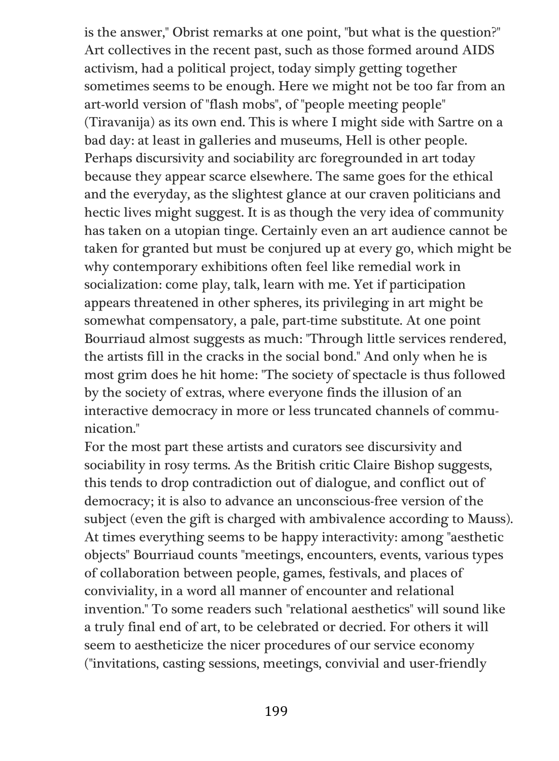is the answer," Obrist remarks at one point, "but what is the question?" Art collectives in the recent past, such as those formed around AIDS activism, had a political project, today simply getting together sometimes seems to be enough. Here we might not be too far from an art-world version of "flash mobs", of "people meeting people" (Tiravanija) as its own end. This is where I might side with Sartre on a bad day: at least in galleries and museums, Hell is other people. Perhaps discursivity and sociability arc foregrounded in art today because they appear scarce elsewhere. The same goes for the ethical and the everyday, as the slightest glance at our craven politicians and hectic lives might suggest. It is as though the very idea of community has taken on a utopian tinge. Certainly even an art audience cannot be taken for granted but must be conjured up at every go, which might be why contemporary exhibitions often feel like remedial work in socialization: come play, talk, learn with me. Yet if participation appears threatened in other spheres, its privileging in art might be somewhat compensatory, a pale, part-time substitute. At one point Bourriaud almost suggests as much: "Through little services rendered, the artists fill in the cracks in the social bond." And only when he is most grim does he hit home: "The society of spectacle is thus followed by the society of extras, where everyone finds the illusion of an interactive democracy in more or less truncated channels of communication."

For the most part these artists and curators see discursivity and sociability in rosy terms. As the British critic Claire Bishop suggests, this tends to drop contradiction out of dialogue, and conflict out of democracy; it is also to advance an unconscious-free version of the subject (even the gift is charged with ambivalence according to Mauss). At times everything seems to be happy interactivity: among "aesthetic objects" Bourriaud counts "meetings, encounters, events, various types of collaboration between people, games, festivals, and places of conviviality, in a word all manner of encounter and relational invention." To some readers such "relational aesthetics" will sound like a truly final end of art, to be celebrated or decried. For others it will seem to aestheticize the nicer procedures of our service economy ("invitations, casting sessions, meetings, convivial and user-friendly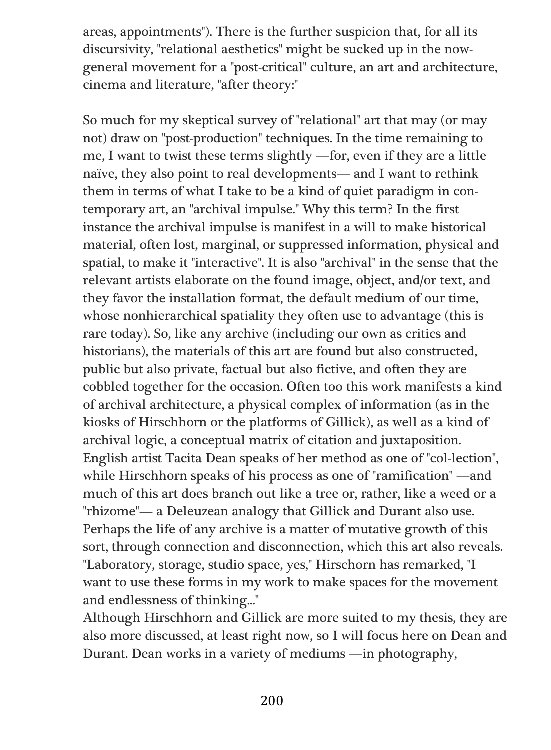areas, appointments"). There is the further suspicion that, for all its discursivity, "relational aesthetics" might be sucked up in the now-general movement for a "post-critical" culture, an art and architecture, cinema and literature, "after theory:"

So much for my skeptical survey of "relational" art that may (or may not) draw on "post-production" techniques. In the time remaining to me, I want to twist these terms slightly —for, even if they are a little naïve, they also point to real developments— and I want to rethink them in terms of what I take to be a kind of quiet paradigm in contemporary art, an "archival impulse." Why this term? In the first instance the archival impulse is manifest in a will to make historical material, often lost, marginal, or suppressed information, physical and spatial, to make it "interactive". It is also "archival" in the sense that the relevant artists elaborate on the found image, object, and/or text, and they favor the installation format, the default medium of our time, whose nonhierarchical spatiality they often use to advantage (this is rare today). So, like any archive (including our own as critics and historians), the materials of this art are found but also constructed, public but also private, factual but also fictive, and often they are cobbled together for the occasion. Often too this work manifests a kind of archival architecture, a physical complex of information (as in the kiosks of Hirschhorn or the platforms of Gillick), as well as a kind of archival logic, a conceptual matrix of citation and juxtaposition. English artist Tacita Dean speaks of her method as one of "col-lection", while Hirschhorn speaks of his process as one of "ramification" —and much of this art does branch out like a tree or, rather, like a weed or a "rhizome"— a Deleuzean analogy that Gillick and Durant also use. Perhaps the life of any archive is a matter of mutative growth of this sort, through connection and disconnection, which this art also reveals. "Laboratory, storage, studio space, yes," Hirschorn has remarked, "I want to use these forms in my work to make spaces for the movement and endlessness of thinking..."
Although Hirschhorn and Gillick are more suited to my thesis, they are also more discussed, at least right now, so I will focus here on Dean and Durant. Dean works in a variety of mediums —in photography,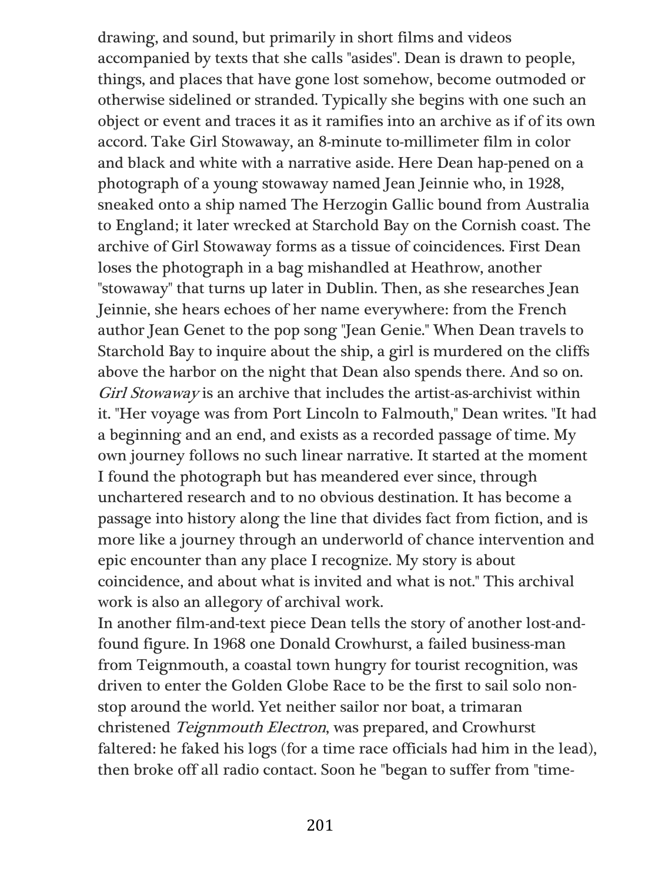drawing, and sound, but primarily in short films and videos accompanied by texts that she calls "asides". Dean is drawn to people, things, and places that have gone lost somehow, become outmoded or otherwise sidelined or stranded. Typically she begins with one such an object or event and traces it as it ramifies into an archive as if of its own accord. Take Girl Stowaway, an 8-minute to-millimeter film in color and black and white with a narrative aside. Here Dean hap-pened on a photograph of a young stowaway named Jean Jeinnie who, in 1928, sneaked onto a ship named The Herzogin Gallic bound from Australia to England; it later wrecked at Starchold Bay on the Cornish coast. The archive of Girl Stowaway forms as a tissue of coincidences. First Dean loses the photograph in a bag mishandled at Heathrow, another "stowaway" that turns up later in Dublin. Then, as she researches Jean Jeinnie, she hears echoes of her name everywhere: from the French author Jean Genet to the pop song "Jean Genie." When Dean travels to Starchold Bay to inquire about the ship, a girl is murdered on the cliffs above the harbor on the night that Dean also spends there. And so on. *Girl Stowaway* is an archive that includes the artist-as-archivist within it. "Her voyage was from Port Lincoln to Falmouth," Dean writes. "It had a beginning and an end, and exists as a recorded passage of time. My own journey follows no such linear narrative. It started at the moment I found the photograph but has meandered ever since, through unchartered research and to no obvious destination. It has become a passage into history along the line that divides fact from fiction, and is more like a journey through an underworld of chance intervention and epic encounter than any place I recognize. My story is about coincidence, and about what is invited and what is not." This archival work is also an allegory of archival work.

In another film-and-text piece Dean tells the story of another lost-and-found figure. In 1968 one Donald Crowhurst, a failed business-man from Teignmouth, a coastal town hungry for tourist recognition, was driven to enter the Golden Globe Race to be the first to sail solo non-stop around the world. Yet neither sailor nor boat, a trimaran christened *Teignmouth Electron*, was prepared, and Crowhurst faltered: he faked his logs (for a time race officials had him in the lead), then broke off all radio contact. Soon he "began to suffer from "time-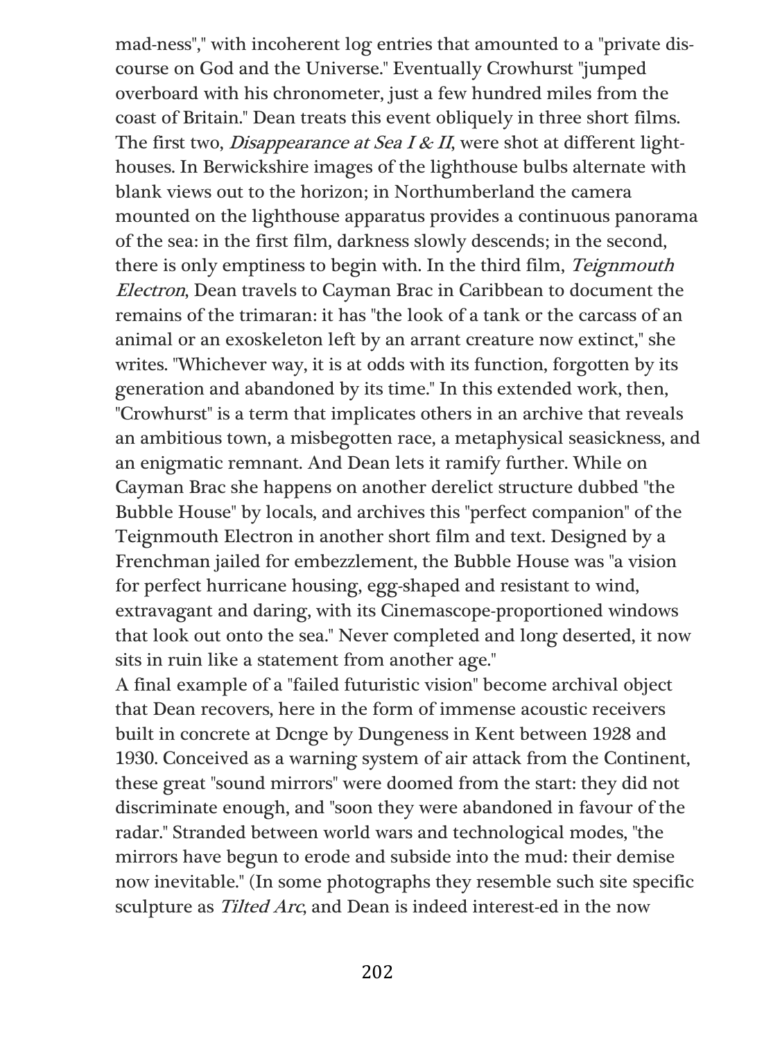mad-ness"," with incoherent log entries that amounted to a "private discourse on God and the Universe." Eventually Crowhurst "jumped overboard with his chronometer, just a few hundred miles from the coast of Britain." Dean treats this event obliquely in three short films. The first two, *Disappearance at Sea I & II*, were shot at different lighthouses. In Berwickshire images of the lighthouse bulbs alternate with blank views out to the horizon; in Northumberland the camera mounted on the lighthouse apparatus provides a continuous panorama of the sea: in the first film, darkness slowly descends; in the second, there is only emptiness to begin with. In the third film, *Teignmouth Electron*, Dean travels to Cayman Brac in Caribbean to document the remains of the trimaran: it has "the look of a tank or the carcass of an animal or an exoskeleton left by an arrant creature now extinct," she writes. "Whichever way, it is at odds with its function, forgotten by its generation and abandoned by its time." In this extended work, then, "Crowhurst" is a term that implicates others in an archive that reveals an ambitious town, a misbegotten race, a metaphysical seasickness, and an enigmatic remnant. And Dean lets it ramify further. While on Cayman Brac she happens on another derelict structure dubbed "the Bubble House" by locals, and archives this "perfect companion" of the Teignmouth Electron in another short film and text. Designed by a Frenchman jailed for embezzlement, the Bubble House was "a vision for perfect hurricane housing, egg-shaped and resistant to wind, extravagant and daring, with its Cinemascope-proportioned windows that look out onto the sea." Never completed and long deserted, it now sits in ruin like a statement from another age."

A final example of a "failed futuristic vision" become archival object that Dean recovers, here in the form of immense acoustic receivers built in concrete at Dcnge by Dungeness in Kent between 1928 and 1930. Conceived as a warning system of air attack from the Continent, these great "sound mirrors" were doomed from the start: they did not discriminate enough, and "soon they were abandoned in favour of the radar." Stranded between world wars and technological modes, "the mirrors have begun to erode and subside into the mud: their demise now inevitable." (In some photographs they resemble such site specific sculpture as *Tilted Arc*, and Dean is indeed interest-ed in the now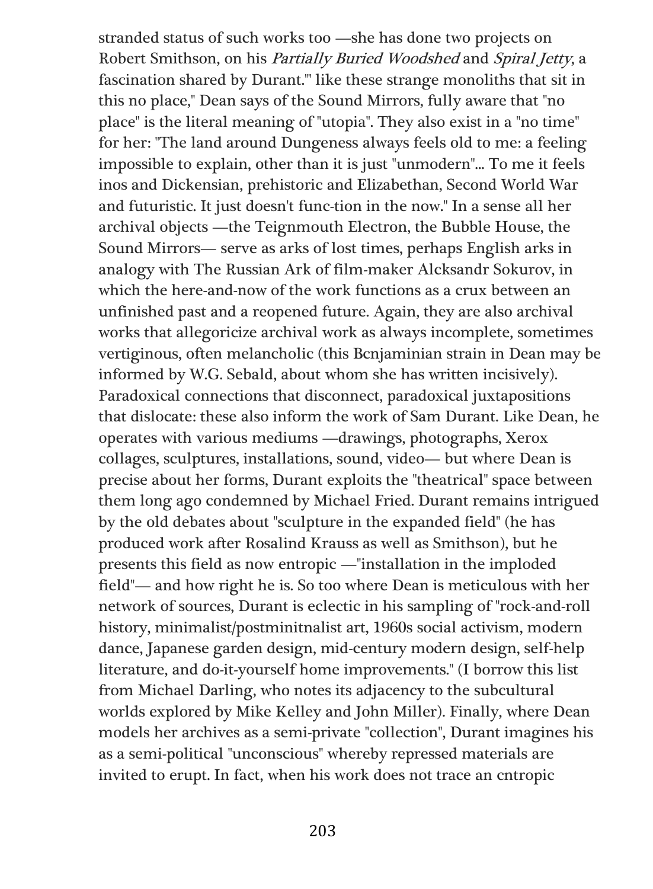stranded status of such works too —she has done two projects on Robert Smithson, on his *Partially Buried Woodshed* and *Spiral Jetty*, a fascination shared by Durant."' like these strange monoliths that sit in this no place," Dean says of the Sound Mirrors, fully aware that "no place" is the literal meaning of "utopia". They also exist in a "no time" for her: "The land around Dungeness always feels old to me: a feeling impossible to explain, other than it is just "unmodern"... To me it feels inos and Dickensian, prehistoric and Elizabethan, Second World War and futuristic. It just doesn't func-tion in the now." In a sense all her archival objects —the Teignmouth Electron, the Bubble House, the Sound Mirrors— serve as arks of lost times, perhaps English arks in analogy with The Russian Ark of film-maker Alcksandr Sokurov, in which the here-and-now of the work functions as a crux between an unfinished past and a reopened future. Again, they are also archival works that allegoricize archival work as always incomplete, sometimes vertiginous, often melancholic (this Bcnjaminian strain in Dean may be informed by W.G. Sebald, about whom she has written incisively). Paradoxical connections that disconnect, paradoxical juxtapositions that dislocate: these also inform the work of Sam Durant. Like Dean, he operates with various mediums —drawings, photographs, Xerox collages, sculptures, installations, sound, video— but where Dean is precise about her forms, Durant exploits the "theatrical" space between them long ago condemned by Michael Fried. Durant remains intrigued by the old debates about "sculpture in the expanded field" (he has produced work after Rosalind Krauss as well as Smithson), but he presents this field as now entropic —"installation in the imploded field"— and how right he is. So too where Dean is meticulous with her network of sources, Durant is eclectic in his sampling of "rock-and-roll history, minimalist/postminitnalist art, 1960s social activism, modern dance, Japanese garden design, mid-century modern design, self-help literature, and do-it-yourself home improvements." (I borrow this list from Michael Darling, who notes its adjacency to the subcultural worlds explored by Mike Kelley and John Miller). Finally, where Dean models her archives as a semi-private "collection", Durant imagines his as a semi-political "unconscious" whereby repressed materials are invited to erupt. In fact, when his work does not trace an cntropic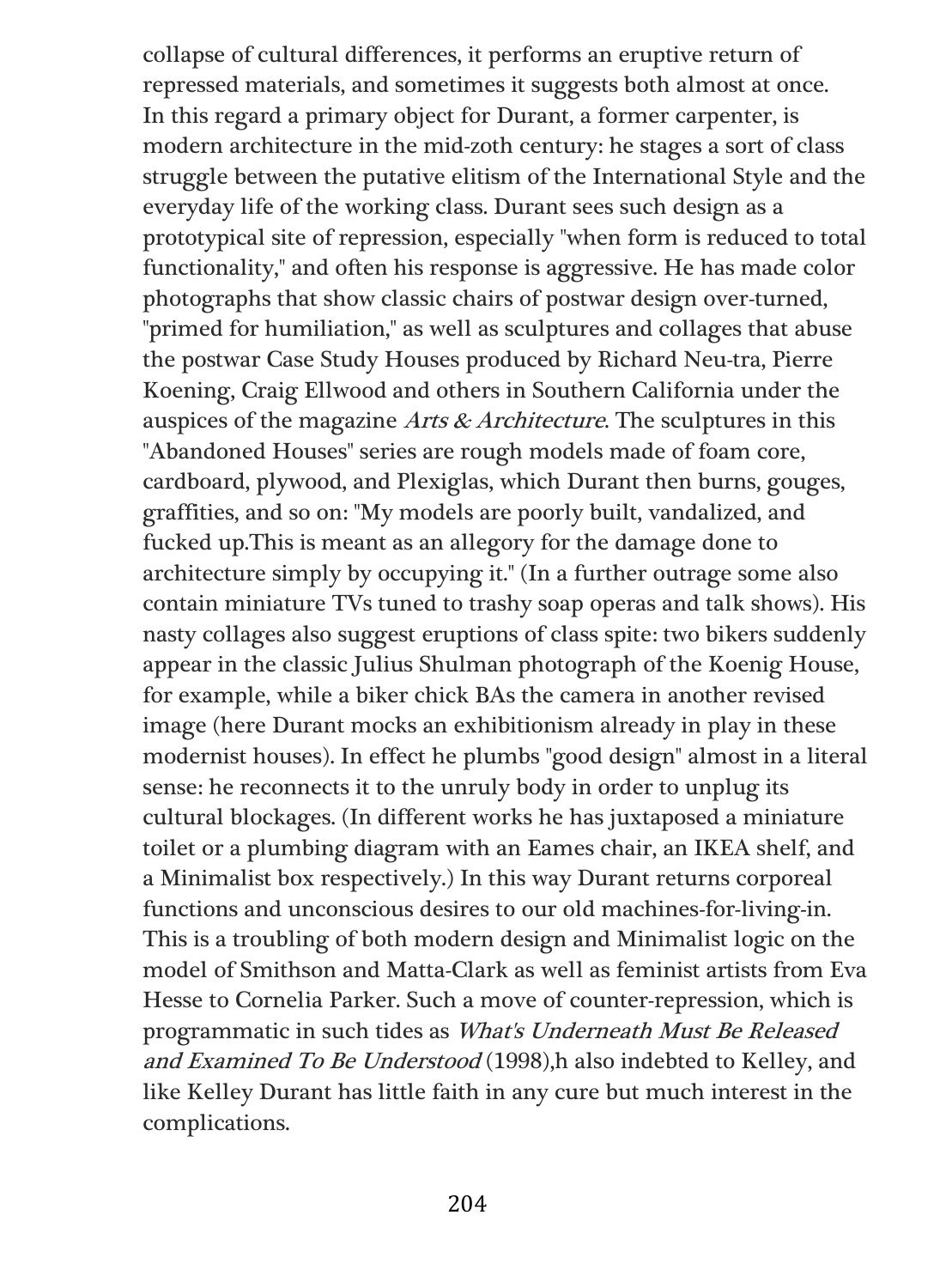collapse of cultural differences, it performs an eruptive return of repressed materials, and sometimes it suggests both almost at once. In this regard a primary object for Durant, a former carpenter, is modern architecture in the mid-zoth century: he stages a sort of class struggle between the putative elitism of the International Style and the everyday life of the working class. Durant sees such design as a prototypical site of repression, especially "when form is reduced to total functionality," and often his response is aggressive. He has made color photographs that show classic chairs of postwar design over-turned, "primed for humiliation," as well as sculptures and collages that abuse the postwar Case Study Houses produced by Richard Neu-tra, Pierre Koening, Craig Ellwood and others in Southern California under the auspices of the magazine *Arts & Architecture*. The sculptures in this "Abandoned Houses" series are rough models made of foam core, cardboard, plywood, and Plexiglas, which Durant then burns, gouges, graffities, and so on: "My models are poorly built, vandalized, and fucked up.This is meant as an allegory for the damage done to architecture simply by occupying it." (In a further outrage some also contain miniature TVs tuned to trashy soap operas and talk shows). His nasty collages also suggest eruptions of class spite: two bikers suddenly appear in the classic Julius Shulman photograph of the Koenig House, for example, while a biker chick BAs the camera in another revised image (here Durant mocks an exhibitionism already in play in these modernist houses). In effect he plumbs "good design" almost in a literal sense: he reconnects it to the unruly body in order to unplug its cultural blockages. (In different works he has juxtaposed a miniature toilet or a plumbing diagram with an Eames chair, an IKEA shelf, and a Minimalist box respectively.) In this way Durant returns corporeal functions and unconscious desires to our old machines-for-living-in. This is a troubling of both modern design and Minimalist logic on the model of Smithson and Matta-Clark as well as feminist artists from Eva Hesse to Cornelia Parker. Such a move of counter-repression, which is programmatic in such tides as *What's Underneath Must Be Released and Examined To Be Understood* (1998),h also indebted to Kelley, and like Kelley Durant has little faith in any cure but much interest in the complications.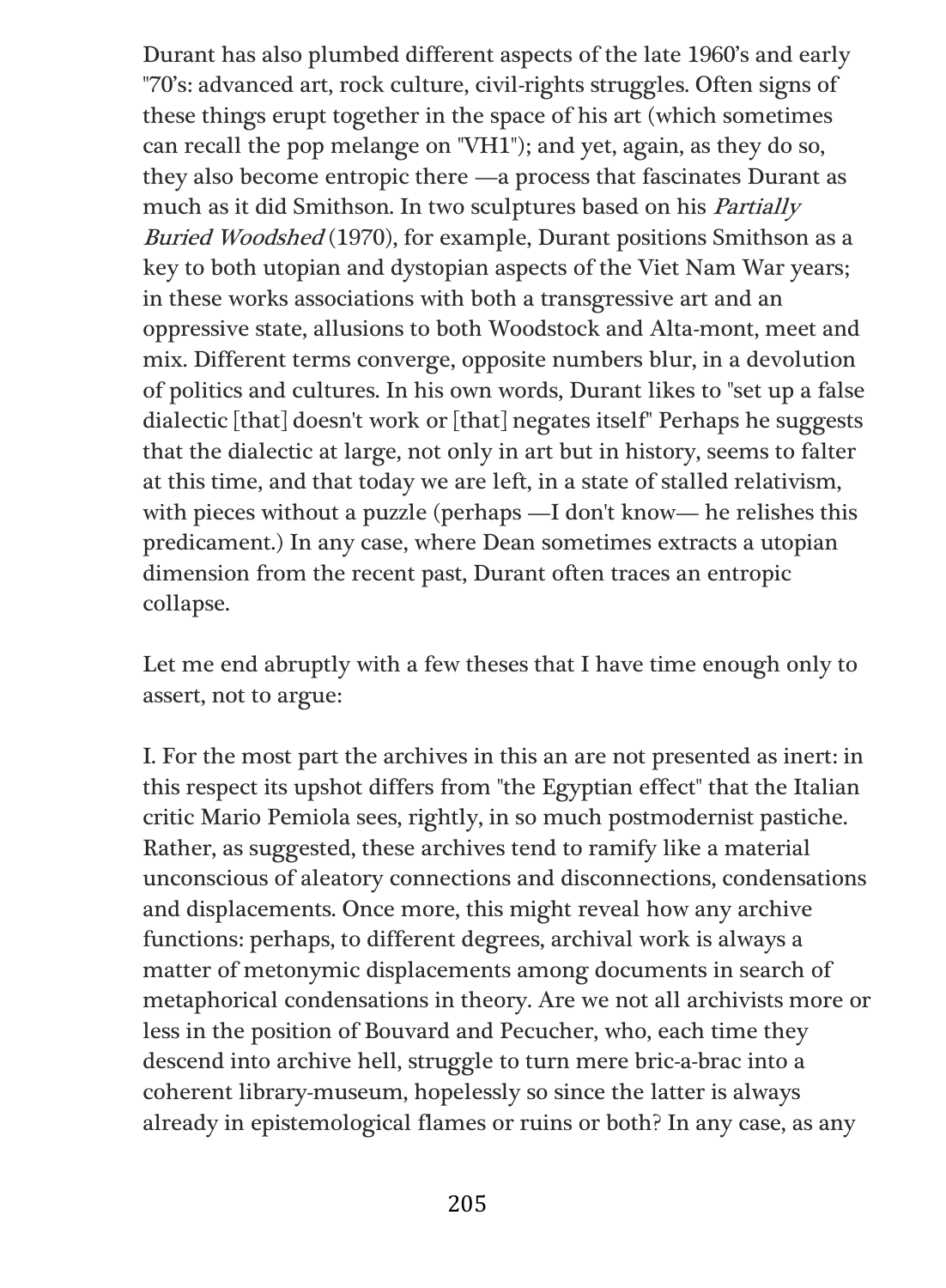Durant has also plumbed different aspects of the late 1960's and early "70's: advanced art, rock culture, civil-rights struggles. Often signs of these things erupt together in the space of his art (which sometimes can recall the pop melange on "VH1"); and yet, again, as they do so, they also become entropic there —a process that fascinates Durant as much as it did Smithson. In two sculptures based on his *Partially Buried Woodshed* (1970), for example, Durant positions Smithson as a key to both utopian and dystopian aspects of the Viet Nam War years; in these works associations with both a transgressive art and an oppressive state, allusions to both Woodstock and Alta-mont, meet and mix. Different terms converge, opposite numbers blur, in a devolution of politics and cultures. In his own words, Durant likes to "set up a false dialectic [that] doesn't work or [that] negates itself" Perhaps he suggests that the dialectic at large, not only in art but in history, seems to falter at this time, and that today we are left, in a state of stalled relativism, with pieces without a puzzle (perhaps —I don't know— he relishes this predicament.) In any case, where Dean sometimes extracts a utopian dimension from the recent past, Durant often traces an entropic collapse.

Let me end abruptly with a few theses that I have time enough only to assert, not to argue:

I. For the most part the archives in this an are not presented as inert: in this respect its upshot differs from "the Egyptian effect" that the Italian critic Mario Pemiola sees, rightly, in so much postmodernist pastiche. Rather, as suggested, these archives tend to ramify like a material unconscious of aleatory connections and disconnections, condensations and displacements. Once more, this might reveal how any archive functions: perhaps, to different degrees, archival work is always a matter of metonymic displacements among documents in search of metaphorical condensations in theory. Are we not all archivists more or less in the position of Bouvard and Pecucher, who, each time they descend into archive hell, struggle to turn mere bric-a-brac into a coherent library-museum, hopelessly so since the latter is always already in epistemological flames or ruins or both? In any case, as any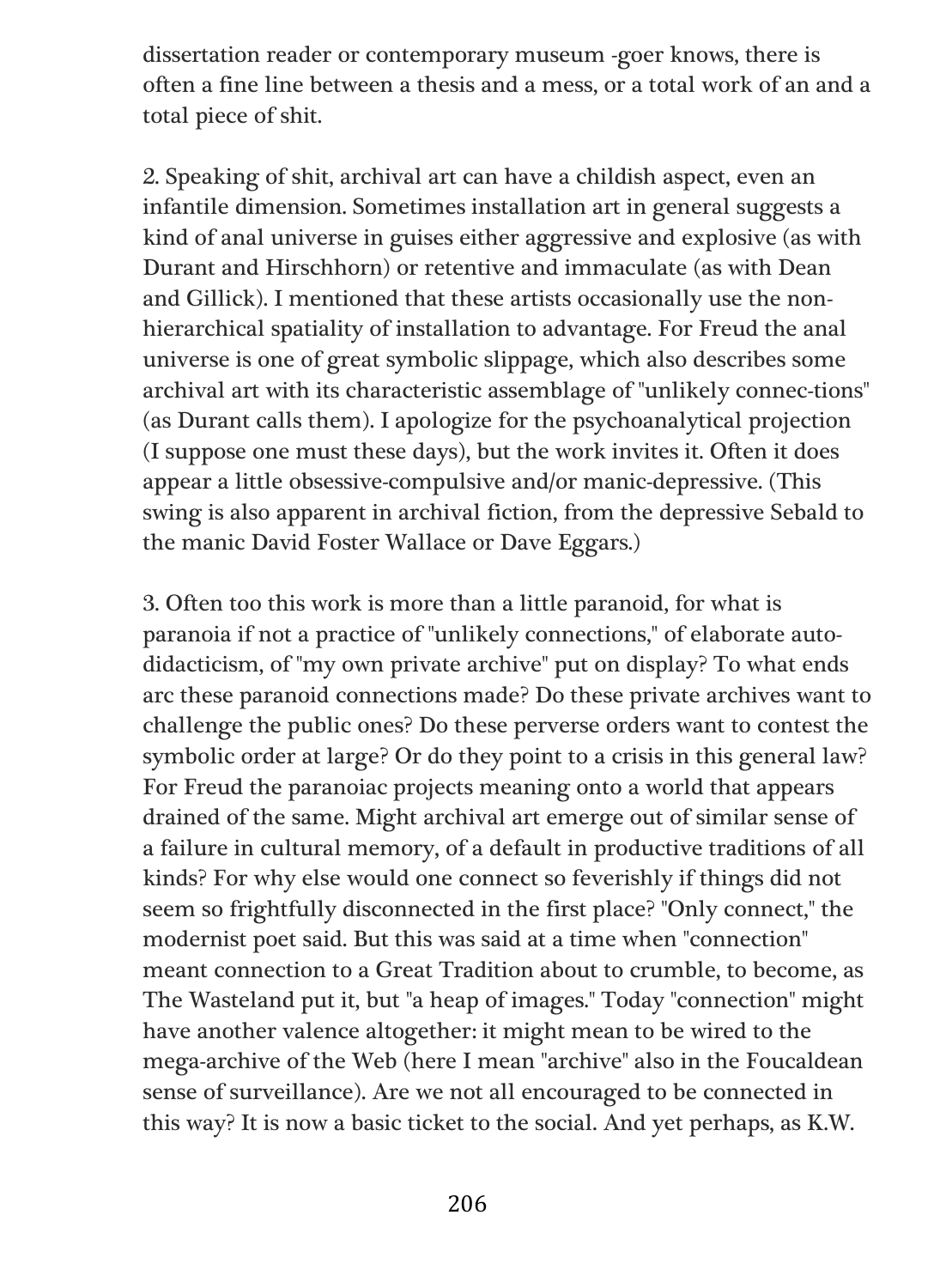dissertation reader or contemporary museum -goer knows, there is often a fine line between a thesis and a mess, or a total work of an and a total piece of shit.

2. Speaking of shit, archival art can have a childish aspect, even an infantile dimension. Sometimes installation art in general suggests a kind of anal universe in guises either aggressive and explosive (as with Durant and Hirschhorn) or retentive and immaculate (as with Dean and Gillick). I mentioned that these artists occasionally use the non-hierarchical spatiality of installation to advantage. For Freud the anal universe is one of great symbolic slippage, which also describes some archival art with its characteristic assemblage of "unlikely connec-tions" (as Durant calls them). I apologize for the psychoanalytical projection (I suppose one must these days), but the work invites it. Often it does appear a little obsessive-compulsive and/or manic-depressive. (This swing is also apparent in archival fiction, from the depressive Sebald to the manic David Foster Wallace or Dave Eggars.)

3. Often too this work is more than a little paranoid, for what is paranoia if not a practice of "unlikely connections," of elaborate auto-didacticism, of "my own private archive" put on display? To what ends arc these paranoid connections made? Do these private archives want to challenge the public ones? Do these perverse orders want to contest the symbolic order at large? Or do they point to a crisis in this general law? For Freud the paranoiac projects meaning onto a world that appears drained of the same. Might archival art emerge out of similar sense of a failure in cultural memory, of a default in productive traditions of all kinds? For why else would one connect so feverishly if things did not seem so frightfully disconnected in the first place? "Only connect," the modernist poet said. But this was said at a time when "connection" meant connection to a Great Tradition about to crumble, to become, as The Wasteland put it, but "a heap of images." Today "connection" might have another valence altogether: it might mean to be wired to the mega-archive of the Web (here I mean "archive" also in the Foucaldean sense of surveillance). Are we not all encouraged to be connected in this way? It is now a basic ticket to the social. And yet perhaps, as K.W.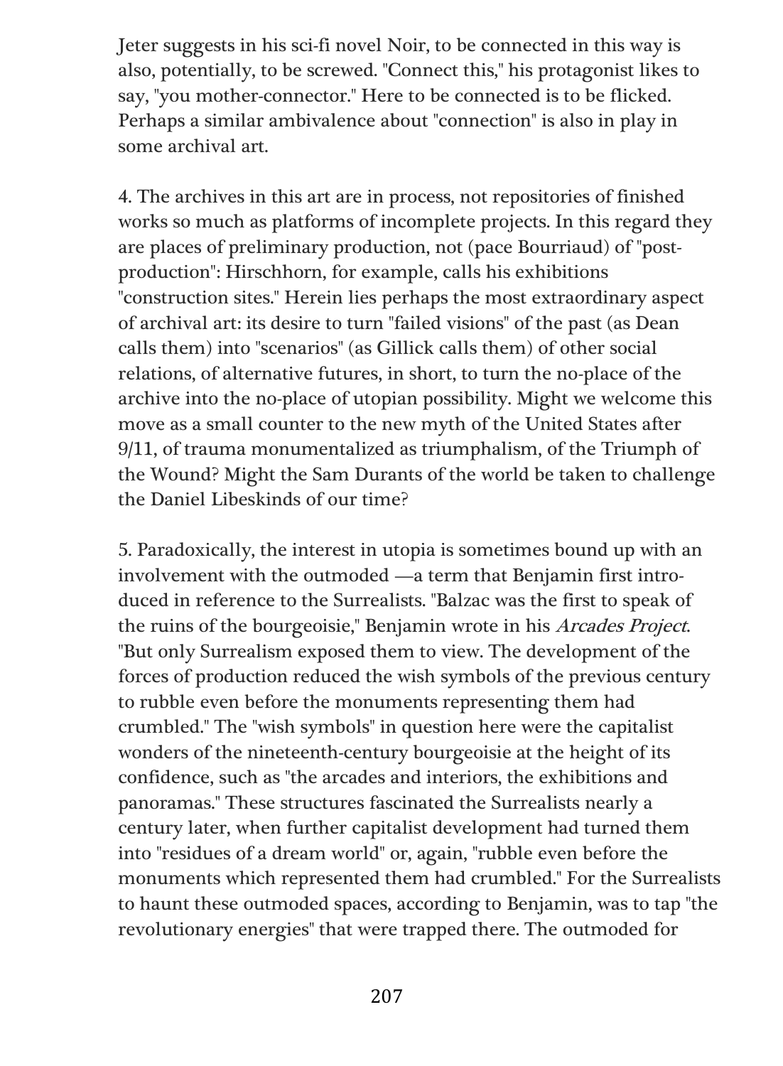Jeter suggests in his sci-fi novel Noir, to be connected in this way is also, potentially, to be screwed. "Connect this," his protagonist likes to say, "you mother-connector." Here to be connected is to be flicked. Perhaps a similar ambivalence about "connection" is also in play in some archival art.

4. The archives in this art are in process, not repositories of finished works so much as platforms of incomplete projects. In this regard they are places of preliminary production, not (pace Bourriaud) of "post-production": Hirschhorn, for example, calls his exhibitions "construction sites." Herein lies perhaps the most extraordinary aspect of archival art: its desire to turn "failed visions" of the past (as Dean calls them) into "scenarios" (as Gillick calls them) of other social relations, of alternative futures, in short, to turn the no-place of the archive into the no-place of utopian possibility. Might we welcome this move as a small counter to the new myth of the United States after 9/11, of trauma monumentalized as triumphalism, of the Triumph of the Wound? Might the Sam Durants of the world be taken to challenge the Daniel Libeskinds of our time?

5. Paradoxically, the interest in utopia is sometimes bound up with an involvement with the outmoded —a term that Benjamin first introduced in reference to the Surrealists. "Balzac was the first to speak of the ruins of the bourgeoisie," Benjamin wrote in his *Arcades Project*. "But only Surrealism exposed them to view. The development of the forces of production reduced the wish symbols of the previous century to rubble even before the monuments representing them had crumbled." The "wish symbols" in question here were the capitalist wonders of the nineteenth-century bourgeoisie at the height of its confidence, such as "the arcades and interiors, the exhibitions and panoramas." These structures fascinated the Surrealists nearly a century later, when further capitalist development had turned them into "residues of a dream world" or, again, "rubble even before the monuments which represented them had crumbled." For the Surrealists to haunt these outmoded spaces, according to Benjamin, was to tap "the revolutionary energies" that were trapped there. The outmoded for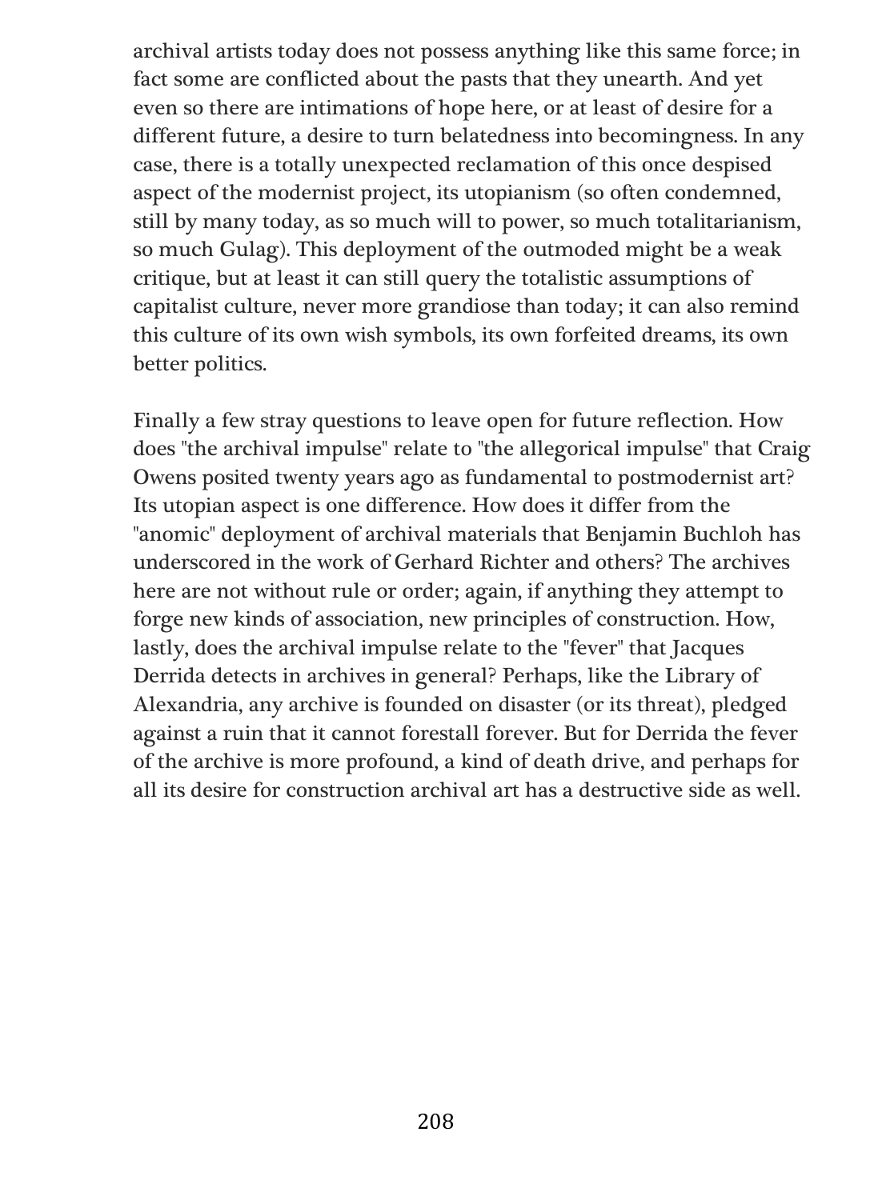archival artists today does not possess anything like this same force; in fact some are conflicted about the pasts that they unearth. And yet even so there are intimations of hope here, or at least of desire for a different future, a desire to turn belatedness into becomingness. In any case, there is a totally unexpected reclamation of this once despised aspect of the modernist project, its utopianism (so often condemned, still by many today, as so much will to power, so much totalitarianism, so much Gulag). This deployment of the outmoded might be a weak critique, but at least it can still query the totalistic assumptions of capitalist culture, never more grandiose than today; it can also remind this culture of its own wish symbols, its own forfeited dreams, its own better politics.

Finally a few stray questions to leave open for future reflection. How does "the archival impulse" relate to "the allegorical impulse" that Craig Owens posited twenty years ago as fundamental to postmodernist art? Its utopian aspect is one difference. How does it differ from the "anomic" deployment of archival materials that Benjamin Buchloh has underscored in the work of Gerhard Richter and others? The archives here are not without rule or order; again, if anything they attempt to forge new kinds of association, new principles of construction. How, lastly, does the archival impulse relate to the "fever" that Jacques Derrida detects in archives in general? Perhaps, like the Library of Alexandria, any archive is founded on disaster (or its threat), pledged against a ruin that it cannot forestall forever. But for Derrida the fever of the archive is more profound, a kind of death drive, and perhaps for all its desire for construction archival art has a destructive side as well.